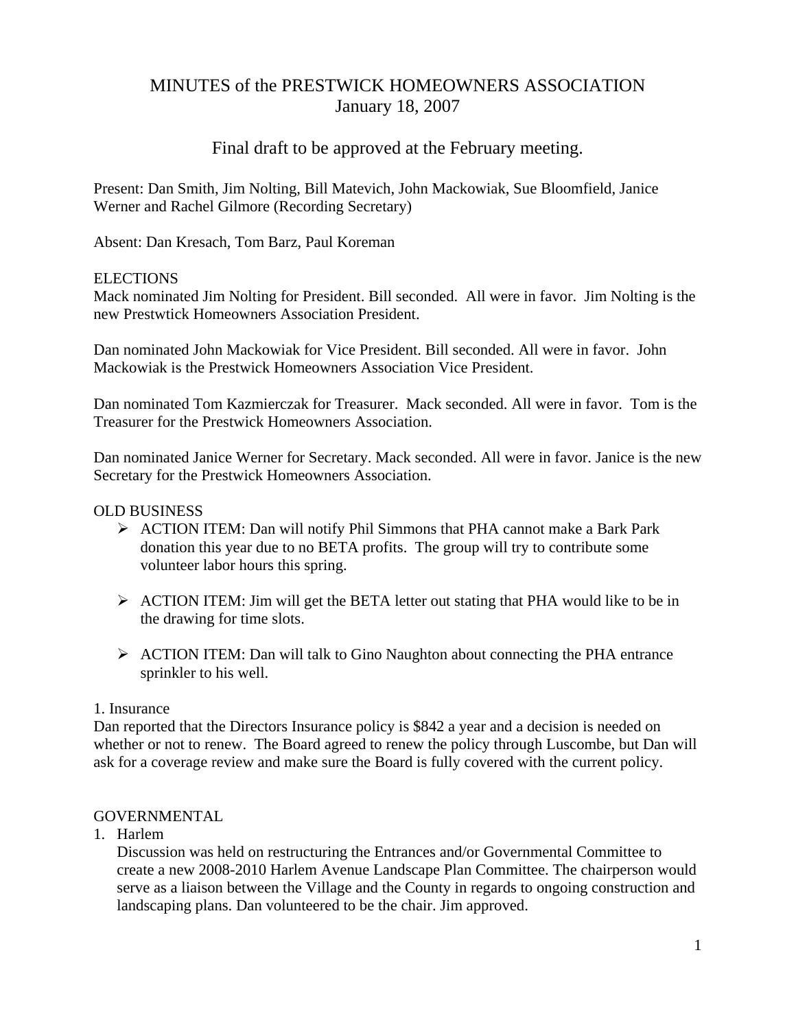# MINUTES of the PRESTWICK HOMEOWNERS ASSOCIATION
January 18, 2007

## Final draft to be approved at the February meeting.

Present: Dan Smith, Jim Nolting, Bill Matevich, John Mackowiak, Sue Bloomfield, Janice Werner and Rachel Gilmore (Recording Secretary)

Absent: Dan Kresach, Tom Barz, Paul Koreman

ELECTIONS

Mack nominated Jim Nolting for President. Bill seconded. All were in favor. Jim Nolting is the new Prestwtick Homeowners Association President.

Dan nominated John Mackowiak for Vice President. Bill seconded. All were in favor. John Mackowiak is the Prestwick Homeowners Association Vice President.

Dan nominated Tom Kazmierczak for Treasurer. Mack seconded. All were in favor. Tom is the Treasurer for the Prestwick Homeowners Association.

Dan nominated Janice Werner for Secretary. Mack seconded. All were in favor. Janice is the new Secretary for the Prestwick Homeowners Association.

OLD BUSINESS

- ACTION ITEM: Dan will notify Phil Simmons that PHA cannot make a Bark Park donation this year due to no BETA profits. The group will try to contribute some volunteer labor hours this spring.
- ACTION ITEM: Jim will get the BETA letter out stating that PHA would like to be in the drawing for time slots.
- ACTION ITEM: Dan will talk to Gino Naughton about connecting the PHA entrance sprinkler to his well.

1. Insurance

Dan reported that the Directors Insurance policy is $842 a year and a decision is needed on whether or not to renew. The Board agreed to renew the policy through Luscombe, but Dan will ask for a coverage review and make sure the Board is fully covered with the current policy.

GOVERNMENTAL

1. Harlem

   Discussion was held on restructuring the Entrances and/or Governmental Committee to create a new 2008-2010 Harlem Avenue Landscape Plan Committee. The chairperson would serve as a liaison between the Village and the County in regards to ongoing construction and landscaping plans. Dan volunteered to be the chair. Jim approved.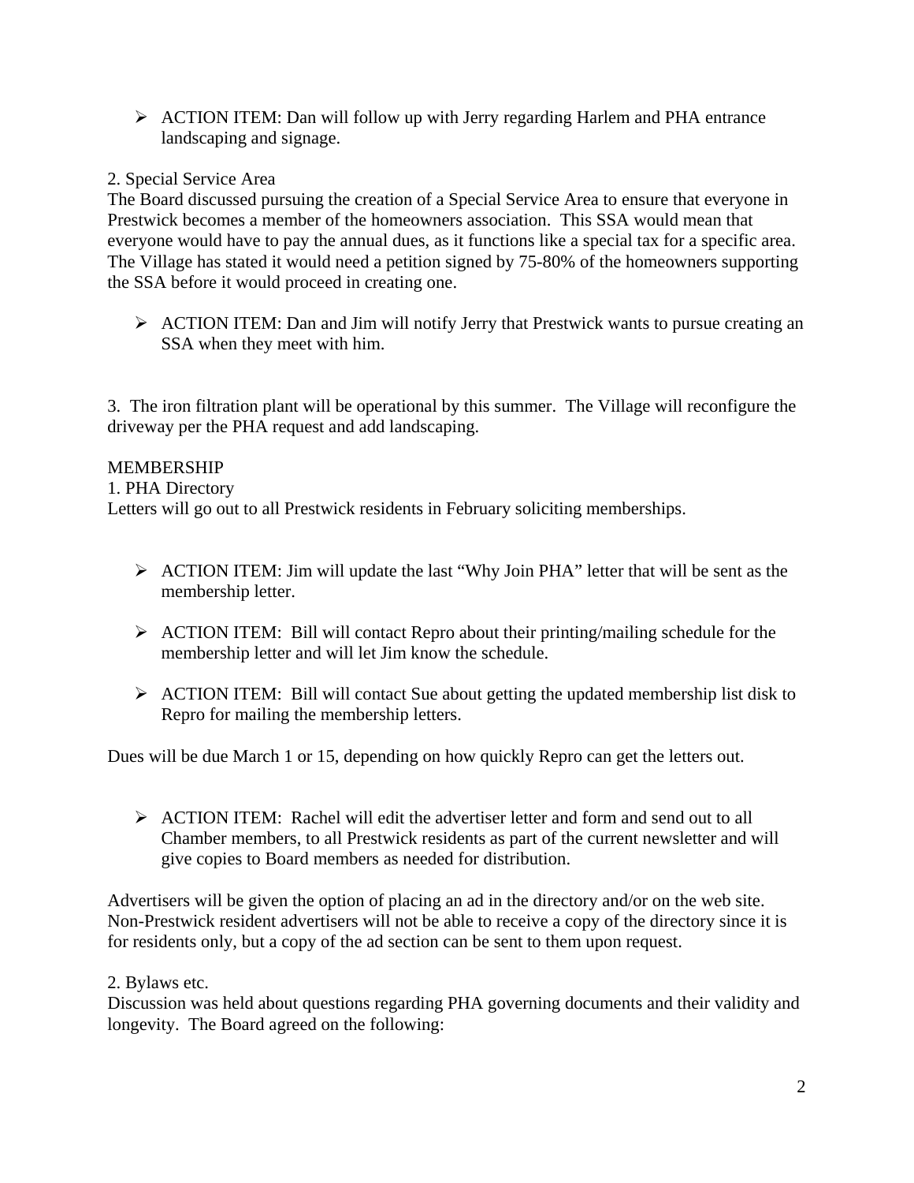- ACTION ITEM: Dan will follow up with Jerry regarding Harlem and PHA entrance landscaping and signage.

2. Special Service Area
The Board discussed pursuing the creation of a Special Service Area to ensure that everyone in Prestwick becomes a member of the homeowners association. This SSA would mean that everyone would have to pay the annual dues, as it functions like a special tax for a specific area. The Village has stated it would need a petition signed by 75-80% of the homeowners supporting the SSA before it would proceed in creating one.

- ACTION ITEM: Dan and Jim will notify Jerry that Prestwick wants to pursue creating an SSA when they meet with him.

3. The iron filtration plant will be operational by this summer. The Village will reconfigure the driveway per the PHA request and add landscaping.

MEMBERSHIP
1. PHA Directory
Letters will go out to all Prestwick residents in February soliciting memberships.

- ACTION ITEM: Jim will update the last "Why Join PHA" letter that will be sent as the membership letter.
- ACTION ITEM: Bill will contact Repro about their printing/mailing schedule for the membership letter and will let Jim know the schedule.
- ACTION ITEM: Bill will contact Sue about getting the updated membership list disk to Repro for mailing the membership letters.

Dues will be due March 1 or 15, depending on how quickly Repro can get the letters out.

- ACTION ITEM: Rachel will edit the advertiser letter and form and send out to all Chamber members, to all Prestwick residents as part of the current newsletter and will give copies to Board members as needed for distribution.

Advertisers will be given the option of placing an ad in the directory and/or on the web site. Non-Prestwick resident advertisers will not be able to receive a copy of the directory since it is for residents only, but a copy of the ad section can be sent to them upon request.

2. Bylaws etc.
Discussion was held about questions regarding PHA governing documents and their validity and longevity. The Board agreed on the following: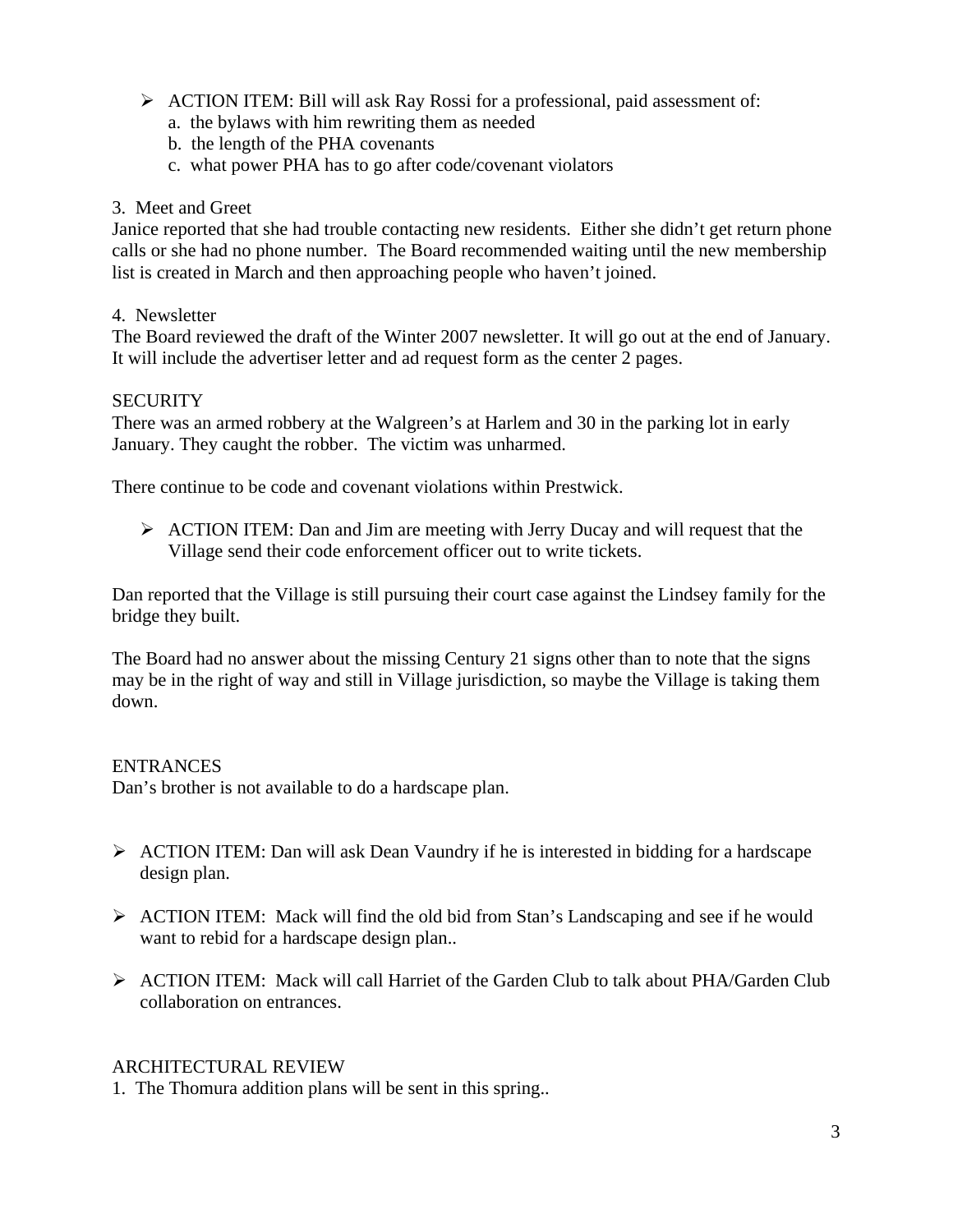- ACTION ITEM: Bill will ask Ray Rossi for a professional, paid assessment of:
  a. the bylaws with him rewriting them as needed
  b. the length of the PHA covenants
  c. what power PHA has to go after code/covenant violators

3. Meet and Greet

Janice reported that she had trouble contacting new residents. Either she didn't get return phone calls or she had no phone number. The Board recommended waiting until the new membership list is created in March and then approaching people who haven't joined.

4. Newsletter

The Board reviewed the draft of the Winter 2007 newsletter. It will go out at the end of January. It will include the advertiser letter and ad request form as the center 2 pages.

SECURITY

There was an armed robbery at the Walgreen's at Harlem and 30 in the parking lot in early January. They caught the robber. The victim was unharmed.

There continue to be code and covenant violations within Prestwick.

- ACTION ITEM: Dan and Jim are meeting with Jerry Ducay and will request that the Village send their code enforcement officer out to write tickets.

Dan reported that the Village is still pursuing their court case against the Lindsey family for the bridge they built.

The Board had no answer about the missing Century 21 signs other than to note that the signs may be in the right of way and still in Village jurisdiction, so maybe the Village is taking them down.

ENTRANCES

Dan's brother is not available to do a hardscape plan.

- ACTION ITEM: Dan will ask Dean Vaundry if he is interested in bidding for a hardscape design plan.
- ACTION ITEM: Mack will find the old bid from Stan's Landscaping and see if he would want to rebid for a hardscape design plan..
- ACTION ITEM: Mack will call Harriet of the Garden Club to talk about PHA/Garden Club collaboration on entrances.

ARCHITECTURAL REVIEW

1. The Thomura addition plans will be sent in this spring..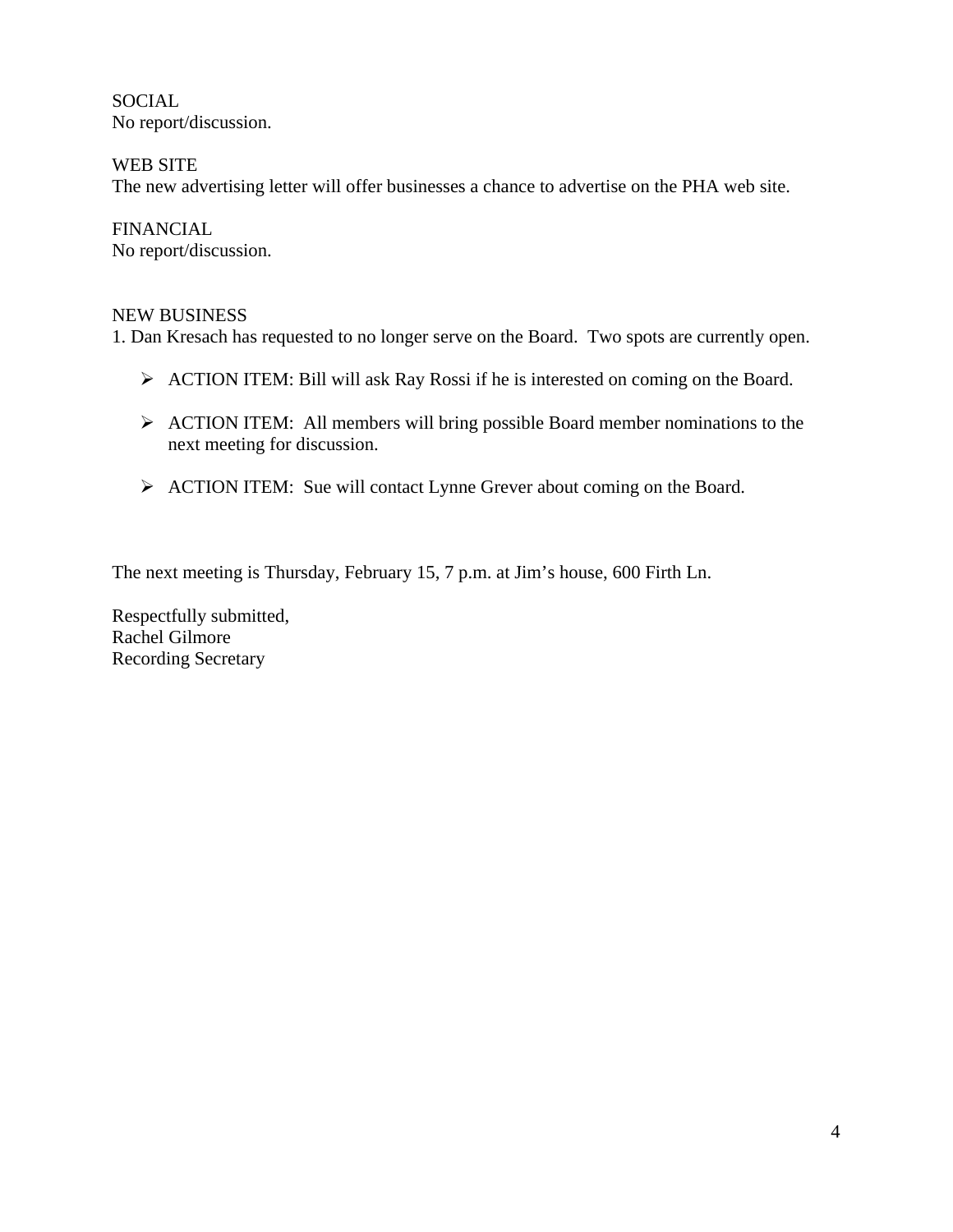SOCIAL
No report/discussion.

WEB SITE
The new advertising letter will offer businesses a chance to advertise on the PHA web site.

FINANCIAL
No report/discussion.

NEW BUSINESS
1. Dan Kresach has requested to no longer serve on the Board. Two spots are currently open.

- ACTION ITEM: Bill will ask Ray Rossi if he is interested on coming on the Board.
- ACTION ITEM: All members will bring possible Board member nominations to the next meeting for discussion.
- ACTION ITEM: Sue will contact Lynne Grever about coming on the Board.

The next meeting is Thursday, February 15, 7 p.m. at Jim's house, 600 Firth Ln.

Respectfully submitted,
Rachel Gilmore
Recording Secretary